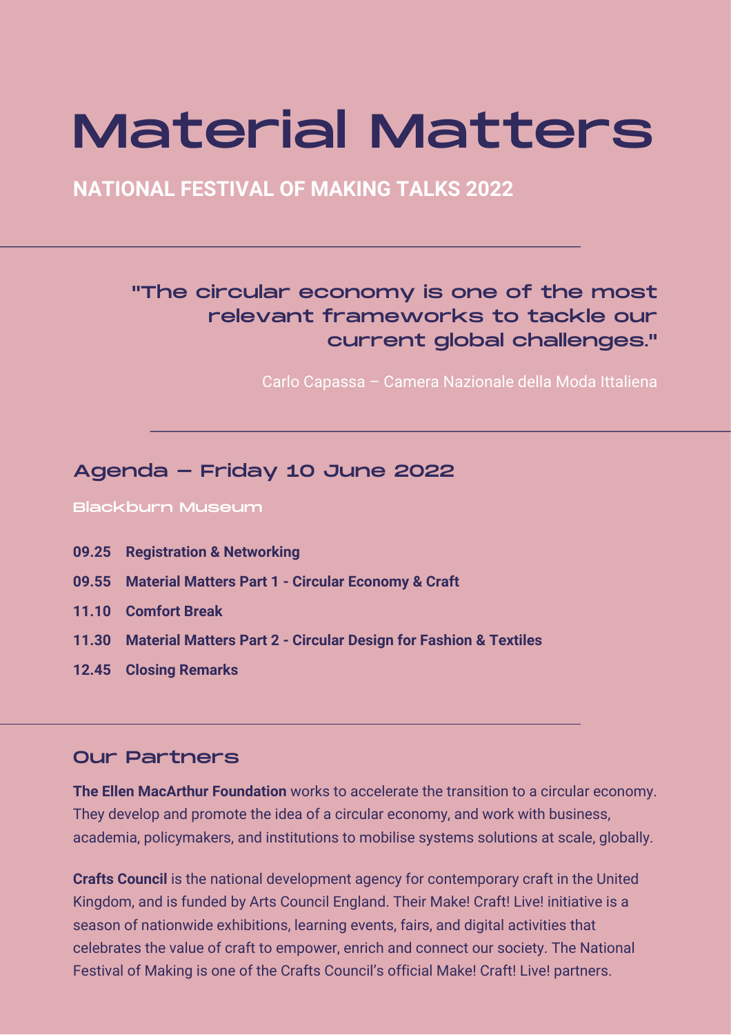# Material Matters

## NATIONAL FESTIVAL OF MAKING TALKS 2022

---

> "The circular economy is one of the most relevant frameworks to tackle our current global challenges."
>
> Carlo Capassa – Camera Nazionale della Moda Ittaliena

---

## Agenda – Friday 10 June 2022

### Blackburn Museum

- **09.25 Registration & Networking**
- **09.55 Material Matters Part 1 - Circular Economy & Craft**
- **11.10 Comfort Break**
- **11.30 Material Matters Part 2 - Circular Design for Fashion & Textiles**
- **12.45 Closing Remarks**

---

## Our Partners

**The Ellen MacArthur Foundation** works to accelerate the transition to a circular economy. They develop and promote the idea of a circular economy, and work with business, academia, policymakers, and institutions to mobilise systems solutions at scale, globally.

**Crafts Council** is the national development agency for contemporary craft in the United Kingdom, and is funded by Arts Council England. Their Make! Craft! Live! initiative is a season of nationwide exhibitions, learning events, fairs, and digital activities that celebrates the value of craft to empower, enrich and connect our society. The National Festival of Making is one of the Crafts Council's official Make! Craft! Live! partners.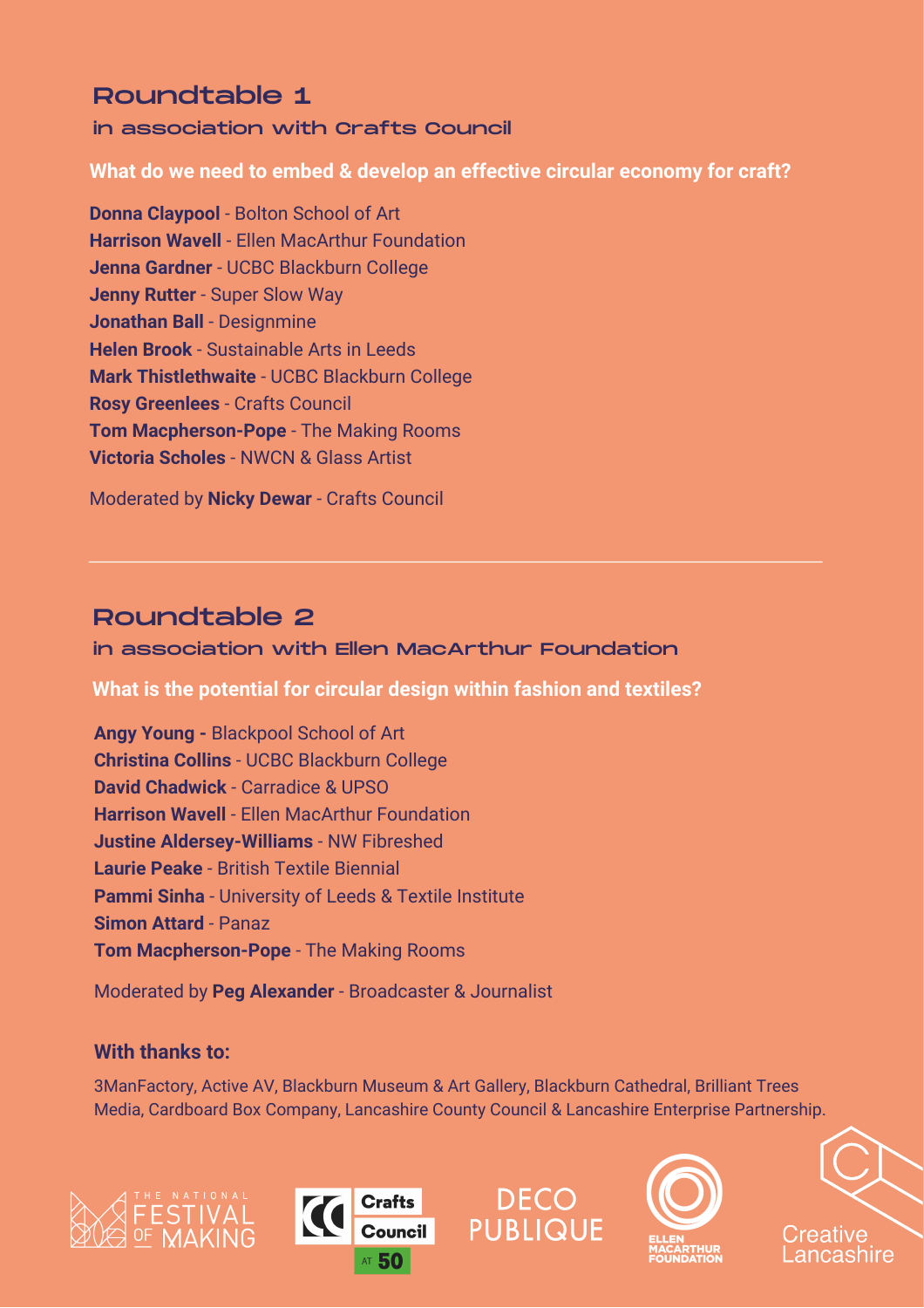## Roundtable 1

### in association with Crafts Council

**What do we need to embed & develop an effective circular economy for craft?**

**Donna Claypool** - Bolton School of Art
**Harrison Wavell** - Ellen MacArthur Foundation
**Jenna Gardner** - UCBC Blackburn College
**Jenny Rutter** - Super Slow Way
**Jonathan Ball** - Designmine
**Helen Brook** - Sustainable Arts in Leeds
**Mark Thistlethwaite** - UCBC Blackburn College
**Rosy Greenlees** - Crafts Council
**Tom Macpherson-Pope** - The Making Rooms
**Victoria Scholes** - NWCN & Glass Artist

Moderated by **Nicky Dewar** - Crafts Council

---

## Roundtable 2

### in association with Ellen MacArthur Foundation

**What is the potential for circular design within fashion and textiles?**

**Angy Young -** Blackpool School of Art
**Christina Collins** - UCBC Blackburn College
**David Chadwick** - Carradice & UPSO
**Harrison Wavell** - Ellen MacArthur Foundation
**Justine Aldersey-Williams** - NW Fibreshed
**Laurie Peake** - British Textile Biennial
**Pammi Sinha** - University of Leeds & Textile Institute
**Simon Attard** - Panaz
**Tom Macpherson-Pope** - The Making Rooms

Moderated by **Peg Alexander** - Broadcaster & Journalist

**With thanks to:**

3ManFactory, Active AV, Blackburn Museum & Art Gallery, Blackburn Cathedral, Brilliant Trees Media, Cardboard Box Company, Lancashire County Council & Lancashire Enterprise Partnership.

THE NATIONAL FESTIVAL OF MAKING

Crafts Council AT 50

DECO PUBLIQUE

ELLEN MACARTHUR FOUNDATION

Creative Lancashire